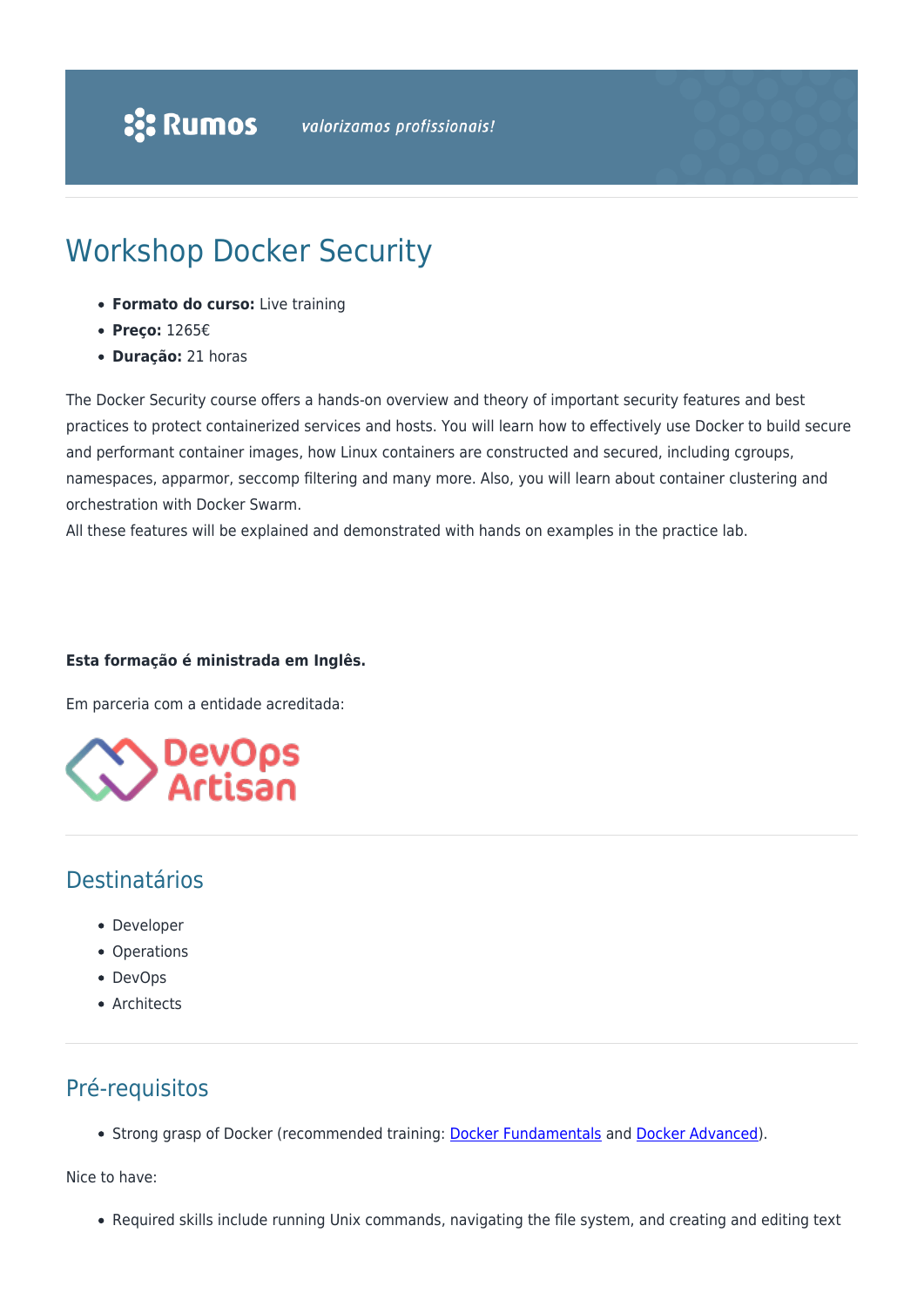# Workshop Docker Security

- **Formato do curso:** Live training
- **Preço:** 1265€
- **Duração:** 21 horas

The Docker Security course offers a hands-on overview and theory of important security features and best practices to protect containerized services and hosts. You will learn how to effectively use Docker to build secure and performant container images, how Linux containers are constructed and secured, including cgroups, namespaces, apparmor, seccomp filtering and many more. Also, you will learn about container clustering and orchestration with Docker Swarm.
All these features will be explained and demonstrated with hands on examples in the practice lab.

**Esta formação é ministrada em Inglês.**

Em parceria com a entidade acreditada:

DevOps Artisan

## Destinatários

- Developer
- Operations
- DevOps
- Architects

## Pré-requisitos

- Strong grasp of Docker (recommended training: Docker Fundamentals and Docker Advanced).

Nice to have:

- Required skills include running Unix commands, navigating the file system, and creating and editing text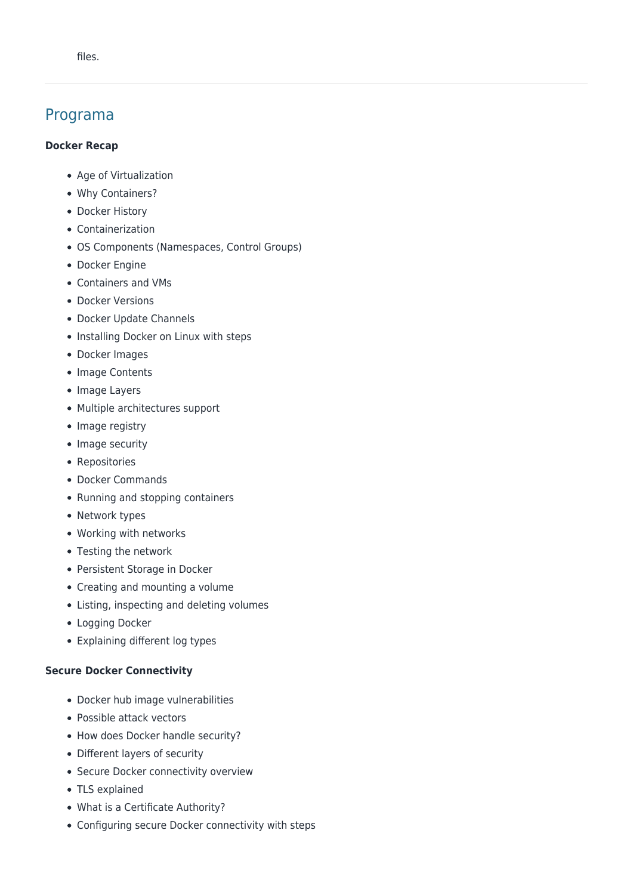files.

---

## Programa

**Docker Recap**

- Age of Virtualization
- Why Containers?
- Docker History
- Containerization
- OS Components (Namespaces, Control Groups)
- Docker Engine
- Containers and VMs
- Docker Versions
- Docker Update Channels
- Installing Docker on Linux with steps
- Docker Images
- Image Contents
- Image Layers
- Multiple architectures support
- Image registry
- Image security
- Repositories
- Docker Commands
- Running and stopping containers
- Network types
- Working with networks
- Testing the network
- Persistent Storage in Docker
- Creating and mounting a volume
- Listing, inspecting and deleting volumes
- Logging Docker
- Explaining different log types

**Secure Docker Connectivity**

- Docker hub image vulnerabilities
- Possible attack vectors
- How does Docker handle security?
- Different layers of security
- Secure Docker connectivity overview
- TLS explained
- What is a Certificate Authority?
- Configuring secure Docker connectivity with steps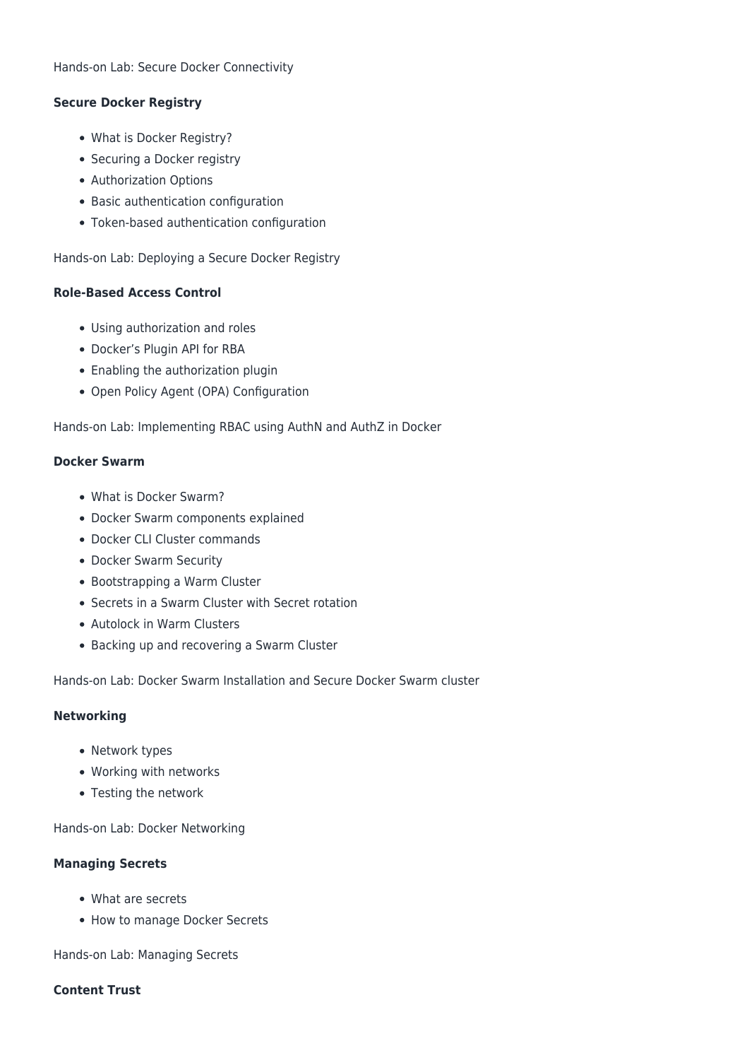Hands-on Lab: Secure Docker Connectivity

**Secure Docker Registry**

- What is Docker Registry?
- Securing a Docker registry
- Authorization Options
- Basic authentication configuration
- Token-based authentication configuration

Hands-on Lab: Deploying a Secure Docker Registry

**Role-Based Access Control**

- Using authorization and roles
- Docker's Plugin API for RBA
- Enabling the authorization plugin
- Open Policy Agent (OPA) Configuration

Hands-on Lab: Implementing RBAC using AuthN and AuthZ in Docker

**Docker Swarm**

- What is Docker Swarm?
- Docker Swarm components explained
- Docker CLI Cluster commands
- Docker Swarm Security
- Bootstrapping a Warm Cluster
- Secrets in a Swarm Cluster with Secret rotation
- Autolock in Warm Clusters
- Backing up and recovering a Swarm Cluster

Hands-on Lab: Docker Swarm Installation and Secure Docker Swarm cluster

**Networking**

- Network types
- Working with networks
- Testing the network

Hands-on Lab: Docker Networking

**Managing Secrets**

- What are secrets
- How to manage Docker Secrets

Hands-on Lab: Managing Secrets

**Content Trust**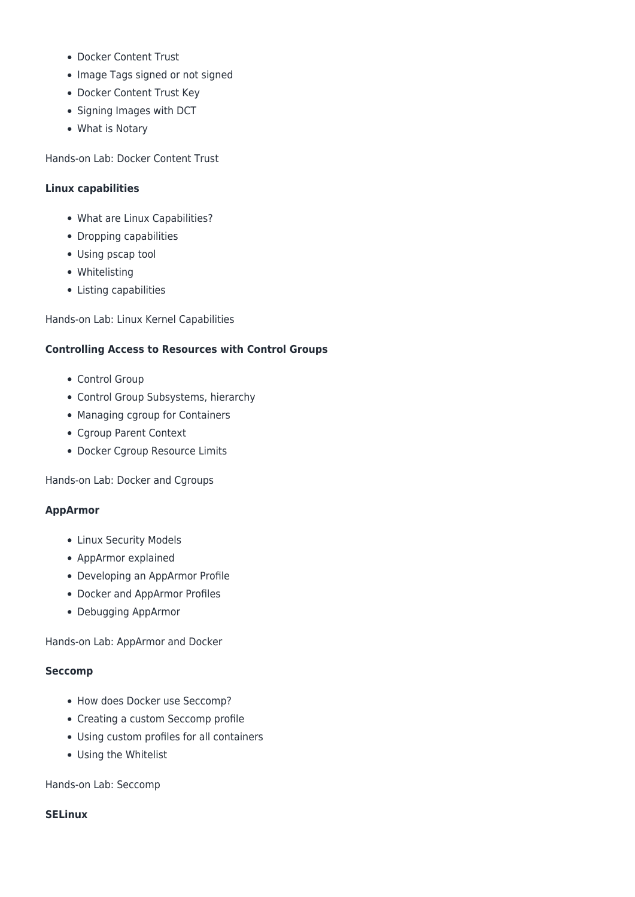- Docker Content Trust
- Image Tags signed or not signed
- Docker Content Trust Key
- Signing Images with DCT
- What is Notary

Hands-on Lab: Docker Content Trust

**Linux capabilities**

- What are Linux Capabilities?
- Dropping capabilities
- Using pscap tool
- Whitelisting
- Listing capabilities

Hands-on Lab: Linux Kernel Capabilities

**Controlling Access to Resources with Control Groups**

- Control Group
- Control Group Subsystems, hierarchy
- Managing cgroup for Containers
- Cgroup Parent Context
- Docker Cgroup Resource Limits

Hands-on Lab: Docker and Cgroups

**AppArmor**

- Linux Security Models
- AppArmor explained
- Developing an AppArmor Profile
- Docker and AppArmor Profiles
- Debugging AppArmor

Hands-on Lab: AppArmor and Docker

**Seccomp**

- How does Docker use Seccomp?
- Creating a custom Seccomp profile
- Using custom profiles for all containers
- Using the Whitelist

Hands-on Lab: Seccomp

**SELinux**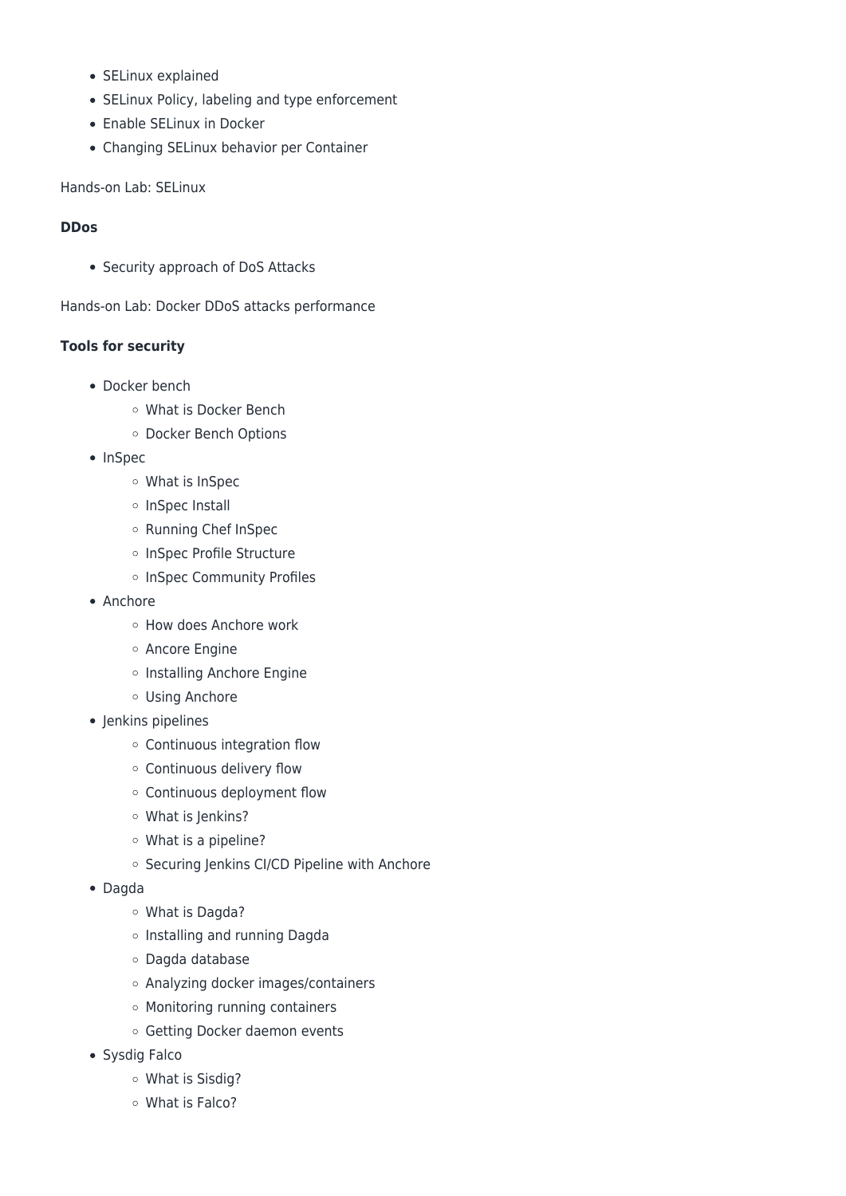- SELinux explained
- SELinux Policy, labeling and type enforcement
- Enable SELinux in Docker
- Changing SELinux behavior per Container

Hands-on Lab: SELinux

**DDos**

- Security approach of DoS Attacks

Hands-on Lab: Docker DDoS attacks performance

**Tools for security**

- Docker bench
  - What is Docker Bench
  - Docker Bench Options
- InSpec
  - What is InSpec
  - InSpec Install
  - Running Chef InSpec
  - InSpec Profile Structure
  - InSpec Community Profiles
- Anchore
  - How does Anchore work
  - Ancore Engine
  - Installing Anchore Engine
  - Using Anchore
- Jenkins pipelines
  - Continuous integration flow
  - Continuous delivery flow
  - Continuous deployment flow
  - What is Jenkins?
  - What is a pipeline?
  - Securing Jenkins CI/CD Pipeline with Anchore
- Dagda
  - What is Dagda?
  - Installing and running Dagda
  - Dagda database
  - Analyzing docker images/containers
  - Monitoring running containers
  - Getting Docker daemon events
- Sysdig Falco
  - What is Sisdig?
  - What is Falco?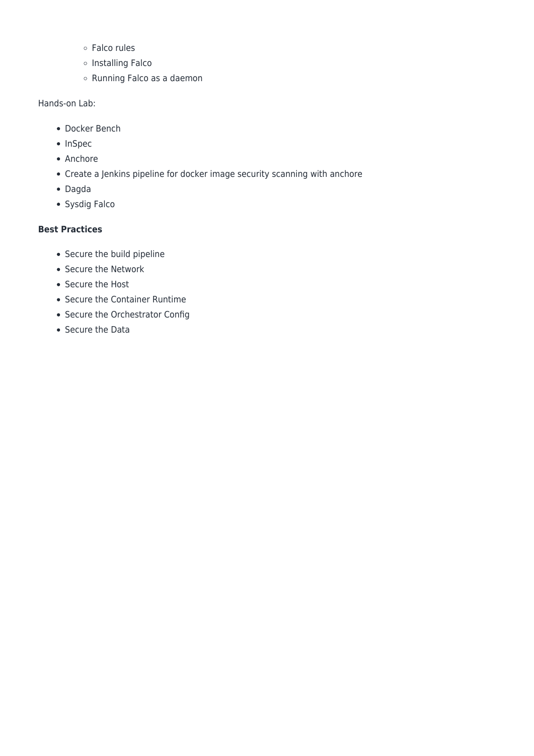- Falco rules
  - Installing Falco
  - Running Falco as a daemon

Hands-on Lab:

- Docker Bench
- InSpec
- Anchore
- Create a Jenkins pipeline for docker image security scanning with anchore
- Dagda
- Sysdig Falco

**Best Practices**

- Secure the build pipeline
- Secure the Network
- Secure the Host
- Secure the Container Runtime
- Secure the Orchestrator Config
- Secure the Data